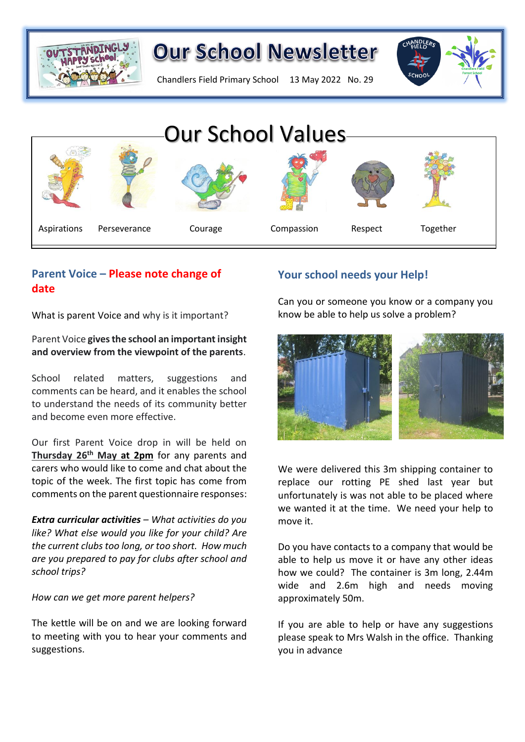# Our School Newsletter

Chandlers Field Primary School 13 May 2022 No. 29

## Our School Values

Aspirations Perseverance Courage Compassion Respect Together

### Parent Voice – Please note change of date

What is parent Voice and why is it important?

Parent Voice **gives the school an important insight and overview from the viewpoint of the parents**.

School related matters, suggestions and comments can be heard, and it enables the school to understand the needs of its community better and become even more effective.

Our first Parent Voice drop in will be held on **Thursday 26th May at 2pm** for any parents and carers who would like to come and chat about the topic of the week. The first topic has come from comments on the parent questionnaire responses:

***Extra curricular activities*** *– What activities do you like? What else would you like for your child? Are the current clubs too long, or too short. How much are you prepared to pay for clubs after school and school trips?*

*How can we get more parent helpers?*

The kettle will be on and we are looking forward to meeting with you to hear your comments and suggestions.

### Your school needs your Help!

Can you or someone you know or a company you know be able to help us solve a problem?

We were delivered this 3m shipping container to replace our rotting PE shed last year but unfortunately is was not able to be placed where we wanted it at the time. We need your help to move it.

Do you have contacts to a company that would be able to help us move it or have any other ideas how we could? The container is 3m long, 2.44m wide and 2.6m high and needs moving approximately 50m.

If you are able to help or have any suggestions please speak to Mrs Walsh in the office. Thanking you in advance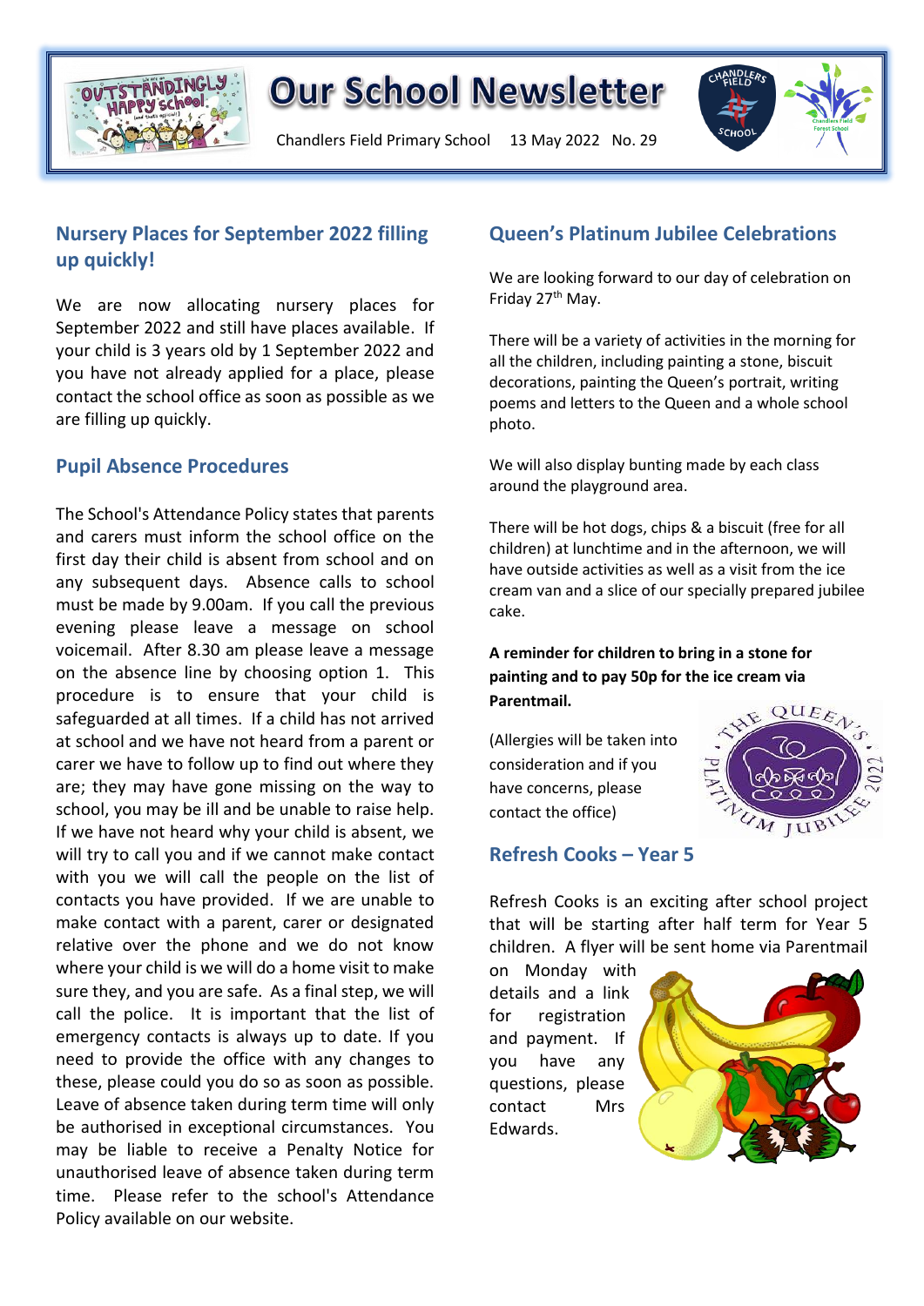# Our School Newsletter

Chandlers Field Primary School 13 May 2022 No. 29

## Nursery Places for September 2022 filling up quickly!

We are now allocating nursery places for September 2022 and still have places available. If your child is 3 years old by 1 September 2022 and you have not already applied for a place, please contact the school office as soon as possible as we are filling up quickly.

## Pupil Absence Procedures

The School's Attendance Policy states that parents and carers must inform the school office on the first day their child is absent from school and on any subsequent days. Absence calls to school must be made by 9.00am. If you call the previous evening please leave a message on school voicemail. After 8.30 am please leave a message on the absence line by choosing option 1. This procedure is to ensure that your child is safeguarded at all times. If a child has not arrived at school and we have not heard from a parent or carer we have to follow up to find out where they are; they may have gone missing on the way to school, you may be ill and be unable to raise help. If we have not heard why your child is absent, we will try to call you and if we cannot make contact with you we will call the people on the list of contacts you have provided. If we are unable to make contact with a parent, carer or designated relative over the phone and we do not know where your child is we will do a home visit to make sure they, and you are safe. As a final step, we will call the police. It is important that the list of emergency contacts is always up to date. If you need to provide the office with any changes to these, please could you do so as soon as possible. Leave of absence taken during term time will only be authorised in exceptional circumstances. You may be liable to receive a Penalty Notice for unauthorised leave of absence taken during term time. Please refer to the school's Attendance Policy available on our website.

## Queen's Platinum Jubilee Celebrations

We are looking forward to our day of celebration on Friday 27th May.

There will be a variety of activities in the morning for all the children, including painting a stone, biscuit decorations, painting the Queen's portrait, writing poems and letters to the Queen and a whole school photo.

We will also display bunting made by each class around the playground area.

There will be hot dogs, chips & a biscuit (free for all children) at lunchtime and in the afternoon, we will have outside activities as well as a visit from the ice cream van and a slice of our specially prepared jubilee cake.

**A reminder for children to bring in a stone for painting and to pay 50p for the ice cream via Parentmail.**

(Allergies will be taken into consideration and if you have concerns, please contact the office)

## Refresh Cooks – Year 5

Refresh Cooks is an exciting after school project that will be starting after half term for Year 5 children. A flyer will be sent home via Parentmail on Monday with details and a link for registration and payment. If you have any questions, please contact Mrs Edwards.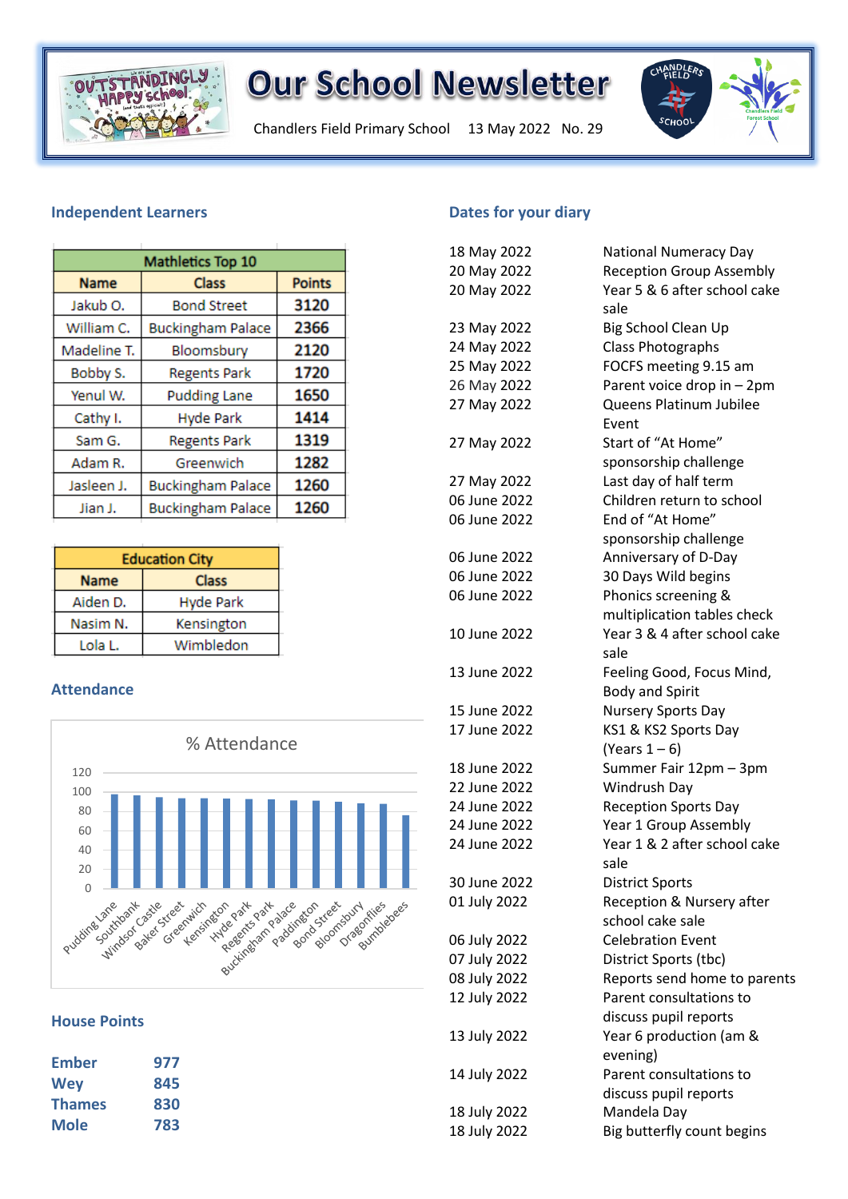# Our School Newsletter

Chandlers Field Primary School 13 May 2022 No. 29

## Independent Learners

| Mathletics Top 10 | | |
|---|---|---|
| Name | Class | Points |
| Jakub O. | Bond Street | 3120 |
| William C. | Buckingham Palace | 2366 |
| Madeline T. | Bloomsbury | 2120 |
| Bobby S. | Regents Park | 1720 |
| Yenul W. | Pudding Lane | 1650 |
| Cathy I. | Hyde Park | 1414 |
| Sam G. | Regents Park | 1319 |
| Adam R. | Greenwich | 1282 |
| Jasleen J. | Buckingham Palace | 1260 |
| Jian J. | Buckingham Palace | 1260 |

| Education City | |
|---|---|
| Name | Class |
| Aiden D. | Hyde Park |
| Nasim N. | Kensington |
| Lola L. | Wimbledon |

## Attendance

% Attendance

(Bar chart, y-axis 0–120: Pudding Lane, Southbank, Windsor Castle, Baker Street, Greenwich, Kensington, Hyde Park, Regents Park, Buckingham Palace, Paddington, Bond Street, Bloomsbury, Dragonflies, Bumblebees)

## House Points

| | |
|---|---|
| **Ember** | **977** |
| **Wey** | **845** |
| **Thames** | **830** |
| **Mole** | **783** |

## Dates for your diary

| Date | Event |
|---|---|
| 18 May 2022 | National Numeracy Day |
| 20 May 2022 | Reception Group Assembly |
| 20 May 2022 | Year 5 & 6 after school cake sale |
| 23 May 2022 | Big School Clean Up |
| 24 May 2022 | Class Photographs |
| 25 May 2022 | FOCFS meeting 9.15 am |
| 26 May 2022 | Parent voice drop in – 2pm |
| 27 May 2022 | Queens Platinum Jubilee Event |
| 27 May 2022 | Start of "At Home" sponsorship challenge |
| 27 May 2022 | Last day of half term |
| 06 June 2022 | Children return to school |
| 06 June 2022 | End of "At Home" sponsorship challenge |
| 06 June 2022 | Anniversary of D-Day |
| 06 June 2022 | 30 Days Wild begins |
| 06 June 2022 | Phonics screening & multiplication tables check |
| 10 June 2022 | Year 3 & 4 after school cake sale |
| 13 June 2022 | Feeling Good, Focus Mind, Body and Spirit |
| 15 June 2022 | Nursery Sports Day |
| 17 June 2022 | KS1 & KS2 Sports Day (Years 1 – 6) |
| 18 June 2022 | Summer Fair 12pm – 3pm |
| 22 June 2022 | Windrush Day |
| 24 June 2022 | Reception Sports Day |
| 24 June 2022 | Year 1 Group Assembly |
| 24 June 2022 | Year 1 & 2 after school cake sale |
| 30 June 2022 | District Sports |
| 01 July 2022 | Reception & Nursery after school cake sale |
| 06 July 2022 | Celebration Event |
| 07 July 2022 | District Sports (tbc) |
| 08 July 2022 | Reports send home to parents |
| 12 July 2022 | Parent consultations to discuss pupil reports |
| 13 July 2022 | Year 6 production (am & evening) |
| 14 July 2022 | Parent consultations to discuss pupil reports |
| 18 July 2022 | Mandela Day |
| 18 July 2022 | Big butterfly count begins |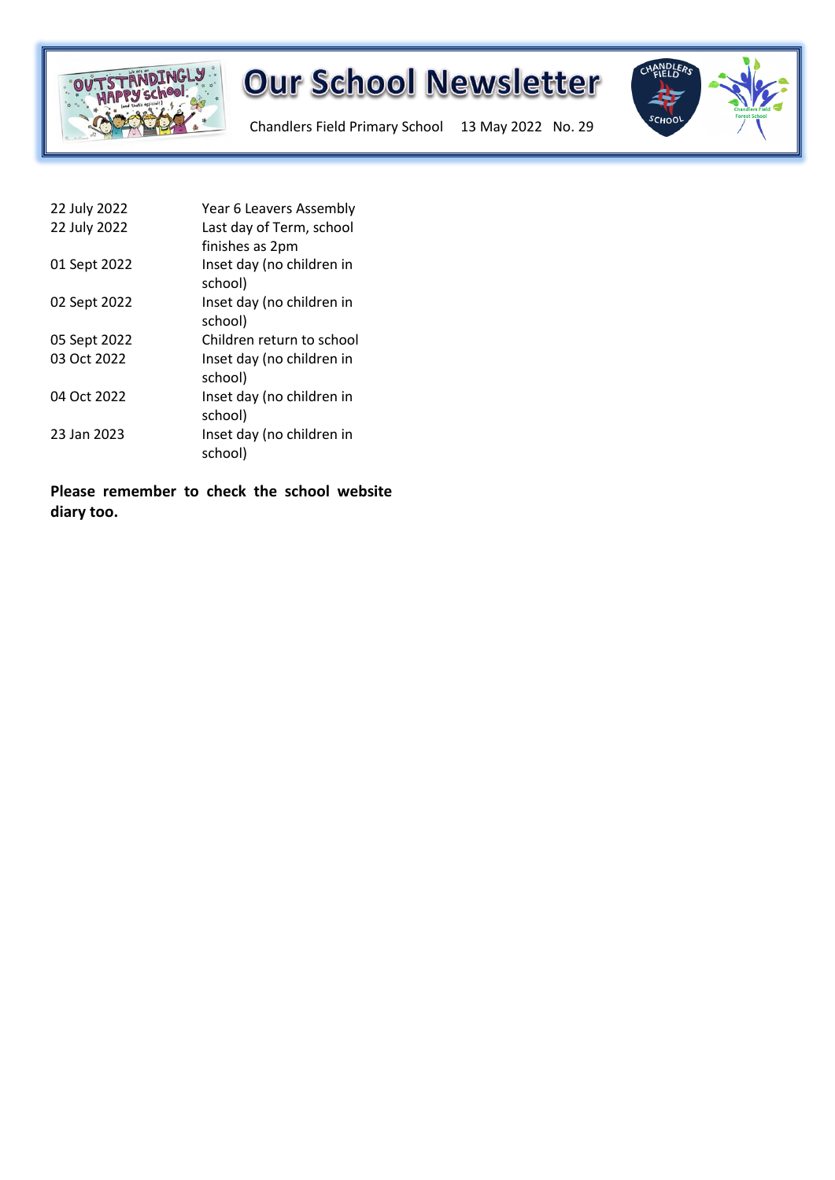| | |
|---|---|
| 22 July 2022 | Year 6 Leavers Assembly |
| 22 July 2022 | Last day of Term, school finishes as 2pm |
| 01 Sept 2022 | Inset day (no children in school) |
| 02 Sept 2022 | Inset day (no children in school) |
| 05 Sept 2022 | Children return to school |
| 03 Oct 2022 | Inset day (no children in school) |
| 04 Oct 2022 | Inset day (no children in school) |
| 23 Jan 2023 | Inset day (no children in school) |

**Please remember to check the school website diary too.**